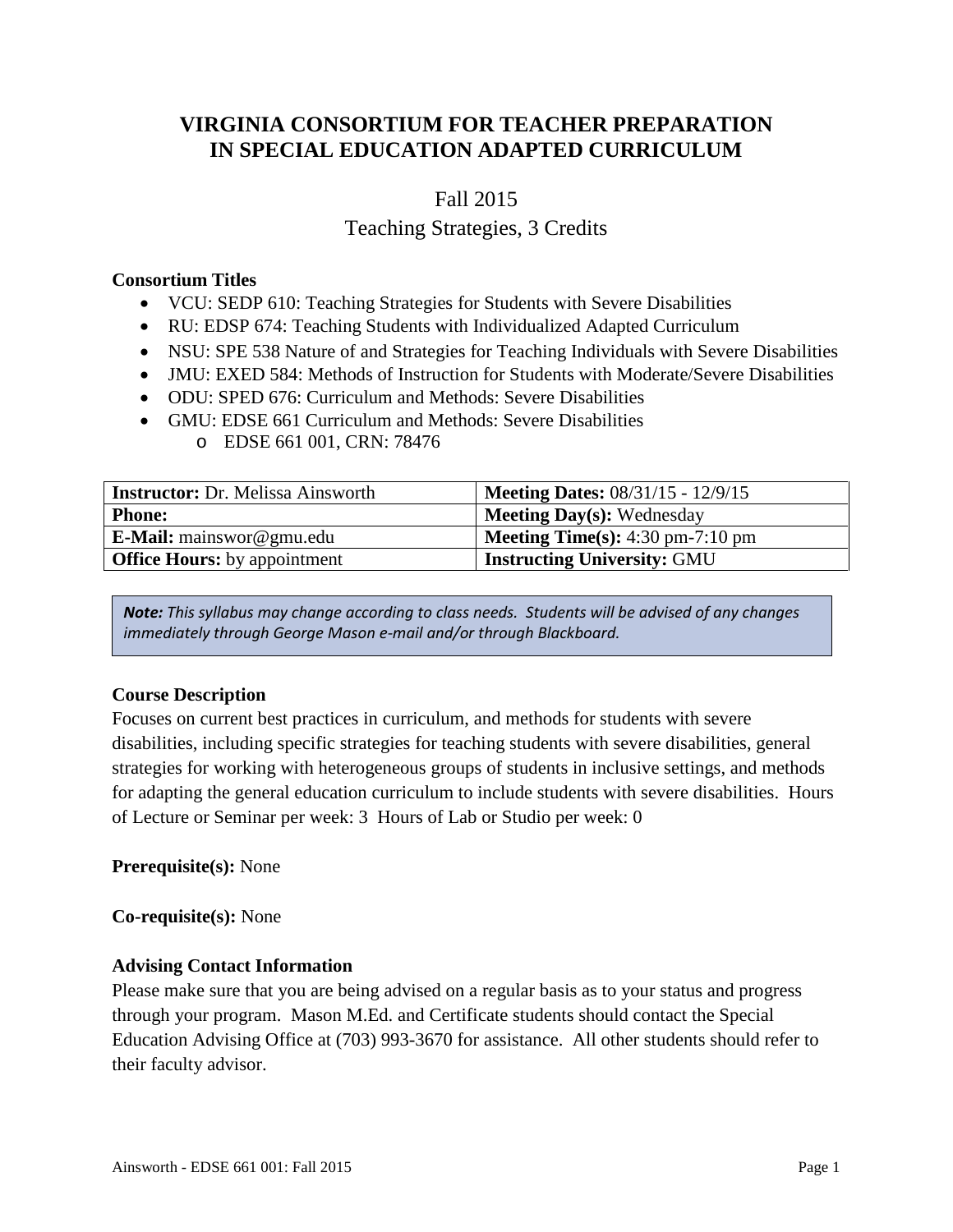# VIRGINIA CONSORTIUM FOR TEACHER PREPARATION IN SPECIAL EDUCATION ADAPTED CURRICULUM

Fall 2015

Teaching Strategies, 3 Credits

**Consortium Titles**

- VCU: SEDP 610: Teaching Strategies for Students with Severe Disabilities
- RU: EDSP 674: Teaching Students with Individualized Adapted Curriculum
- NSU: SPE 538 Nature of and Strategies for Teaching Individuals with Severe Disabilities
- JMU: EXED 584: Methods of Instruction for Students with Moderate/Severe Disabilities
- ODU: SPED 676: Curriculum and Methods: Severe Disabilities
- GMU: EDSE 661 Curriculum and Methods: Severe Disabilities
  - EDSE 661 001, CRN: 78476

| **Instructor:** Dr. Melissa Ainsworth | **Meeting Dates:** 08/31/15 - 12/9/15 |
|---|---|
| **Phone:** | **Meeting Day(s):** Wednesday |
| **E-Mail:** mainswor@gmu.edu | **Meeting Time(s):** 4:30 pm-7:10 pm |
| **Office Hours:** by appointment | **Instructing University:** GMU |

> ***Note:*** *This syllabus may change according to class needs. Students will be advised of any changes immediately through George Mason e-mail and/or through Blackboard.*

**Course Description**

Focuses on current best practices in curriculum, and methods for students with severe disabilities, including specific strategies for teaching students with severe disabilities, general strategies for working with heterogeneous groups of students in inclusive settings, and methods for adapting the general education curriculum to include students with severe disabilities. Hours of Lecture or Seminar per week: 3 Hours of Lab or Studio per week: 0

**Prerequisite(s):** None

**Co-requisite(s):** None

**Advising Contact Information**

Please make sure that you are being advised on a regular basis as to your status and progress through your program. Mason M.Ed. and Certificate students should contact the Special Education Advising Office at (703) 993-3670 for assistance. All other students should refer to their faculty advisor.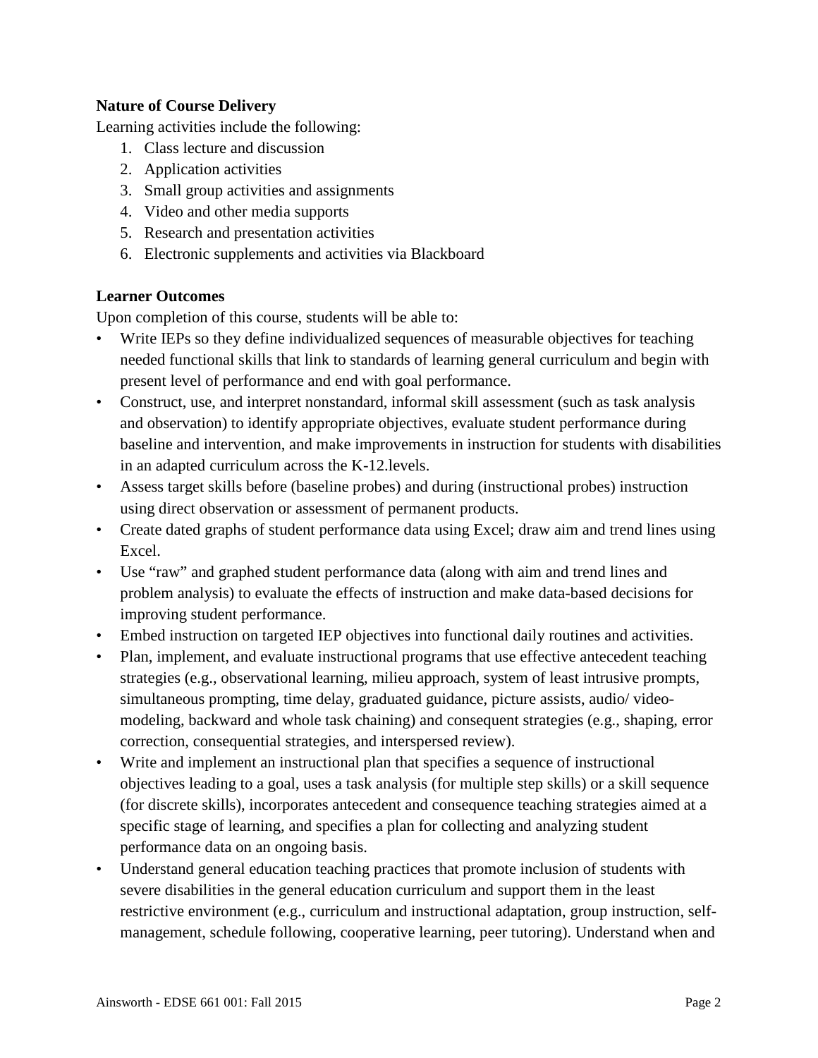**Nature of Course Delivery**

Learning activities include the following:

1. Class lecture and discussion
2. Application activities
3. Small group activities and assignments
4. Video and other media supports
5. Research and presentation activities
6. Electronic supplements and activities via Blackboard

**Learner Outcomes**

Upon completion of this course, students will be able to:

- Write IEPs so they define individualized sequences of measurable objectives for teaching needed functional skills that link to standards of learning general curriculum and begin with present level of performance and end with goal performance.
- Construct, use, and interpret nonstandard, informal skill assessment (such as task analysis and observation) to identify appropriate objectives, evaluate student performance during baseline and intervention, and make improvements in instruction for students with disabilities in an adapted curriculum across the K-12.levels.
- Assess target skills before (baseline probes) and during (instructional probes) instruction using direct observation or assessment of permanent products.
- Create dated graphs of student performance data using Excel; draw aim and trend lines using Excel.
- Use "raw" and graphed student performance data (along with aim and trend lines and problem analysis) to evaluate the effects of instruction and make data-based decisions for improving student performance.
- Embed instruction on targeted IEP objectives into functional daily routines and activities.
- Plan, implement, and evaluate instructional programs that use effective antecedent teaching strategies (e.g., observational learning, milieu approach, system of least intrusive prompts, simultaneous prompting, time delay, graduated guidance, picture assists, audio/ video-modeling, backward and whole task chaining) and consequent strategies (e.g., shaping, error correction, consequential strategies, and interspersed review).
- Write and implement an instructional plan that specifies a sequence of instructional objectives leading to a goal, uses a task analysis (for multiple step skills) or a skill sequence (for discrete skills), incorporates antecedent and consequence teaching strategies aimed at a specific stage of learning, and specifies a plan for collecting and analyzing student performance data on an ongoing basis.
- Understand general education teaching practices that promote inclusion of students with severe disabilities in the general education curriculum and support them in the least restrictive environment (e.g., curriculum and instructional adaptation, group instruction, self-management, schedule following, cooperative learning, peer tutoring). Understand when and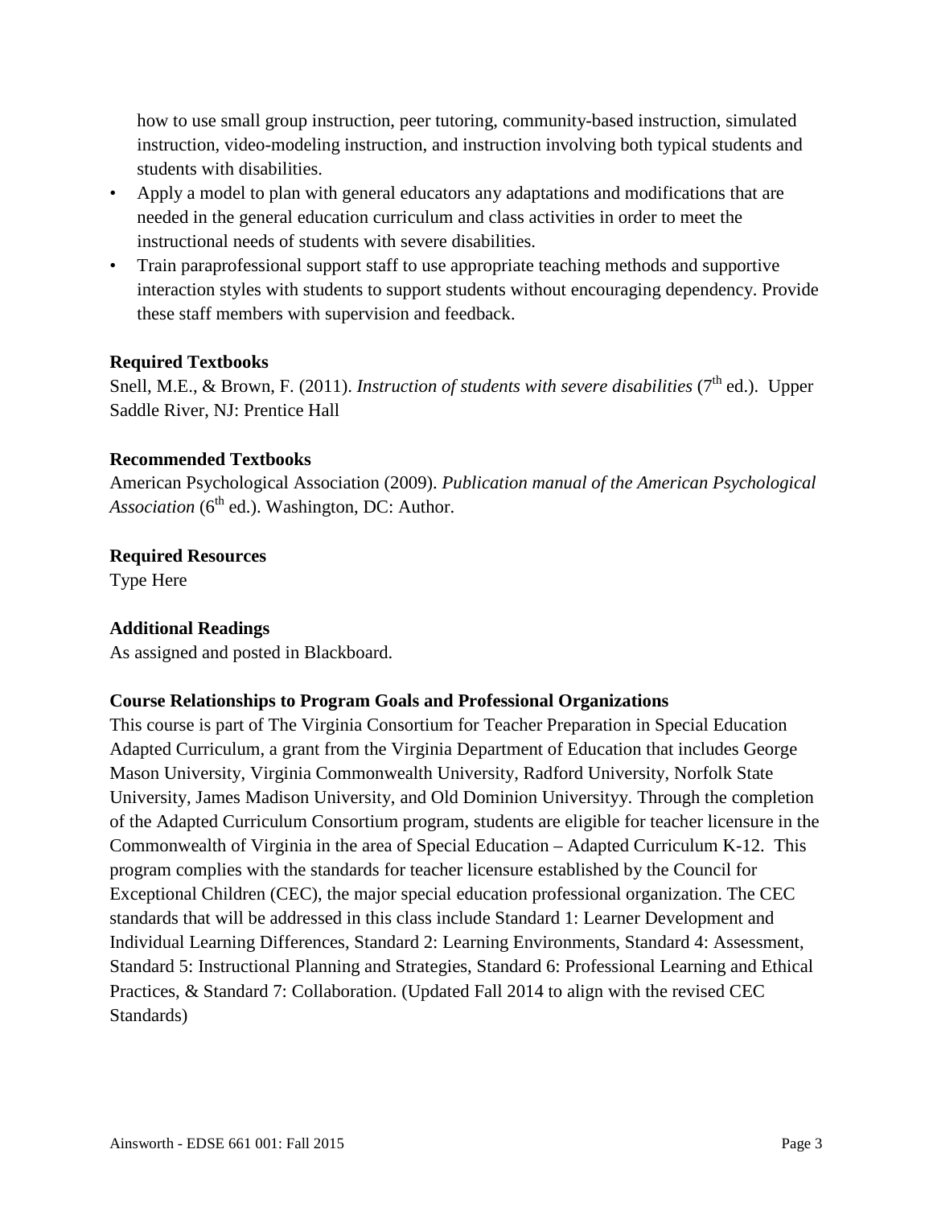how to use small group instruction, peer tutoring, community-based instruction, simulated instruction, video-modeling instruction, and instruction involving both typical students and students with disabilities.

- Apply a model to plan with general educators any adaptations and modifications that are needed in the general education curriculum and class activities in order to meet the instructional needs of students with severe disabilities.
- Train paraprofessional support staff to use appropriate teaching methods and supportive interaction styles with students to support students without encouraging dependency. Provide these staff members with supervision and feedback.

**Required Textbooks**

Snell, M.E., & Brown, F. (2011). *Instruction of students with severe disabilities* (7th ed.). Upper Saddle River, NJ: Prentice Hall

**Recommended Textbooks**

American Psychological Association (2009). *Publication manual of the American Psychological Association* (6th ed.). Washington, DC: Author.

**Required Resources**

Type Here

**Additional Readings**

As assigned and posted in Blackboard.

**Course Relationships to Program Goals and Professional Organizations**

This course is part of The Virginia Consortium for Teacher Preparation in Special Education Adapted Curriculum, a grant from the Virginia Department of Education that includes George Mason University, Virginia Commonwealth University, Radford University, Norfolk State University, James Madison University, and Old Dominion Universityy. Through the completion of the Adapted Curriculum Consortium program, students are eligible for teacher licensure in the Commonwealth of Virginia in the area of Special Education – Adapted Curriculum K-12. This program complies with the standards for teacher licensure established by the Council for Exceptional Children (CEC), the major special education professional organization. The CEC standards that will be addressed in this class include Standard 1: Learner Development and Individual Learning Differences, Standard 2: Learning Environments, Standard 4: Assessment, Standard 5: Instructional Planning and Strategies, Standard 6: Professional Learning and Ethical Practices, & Standard 7: Collaboration. (Updated Fall 2014 to align with the revised CEC Standards)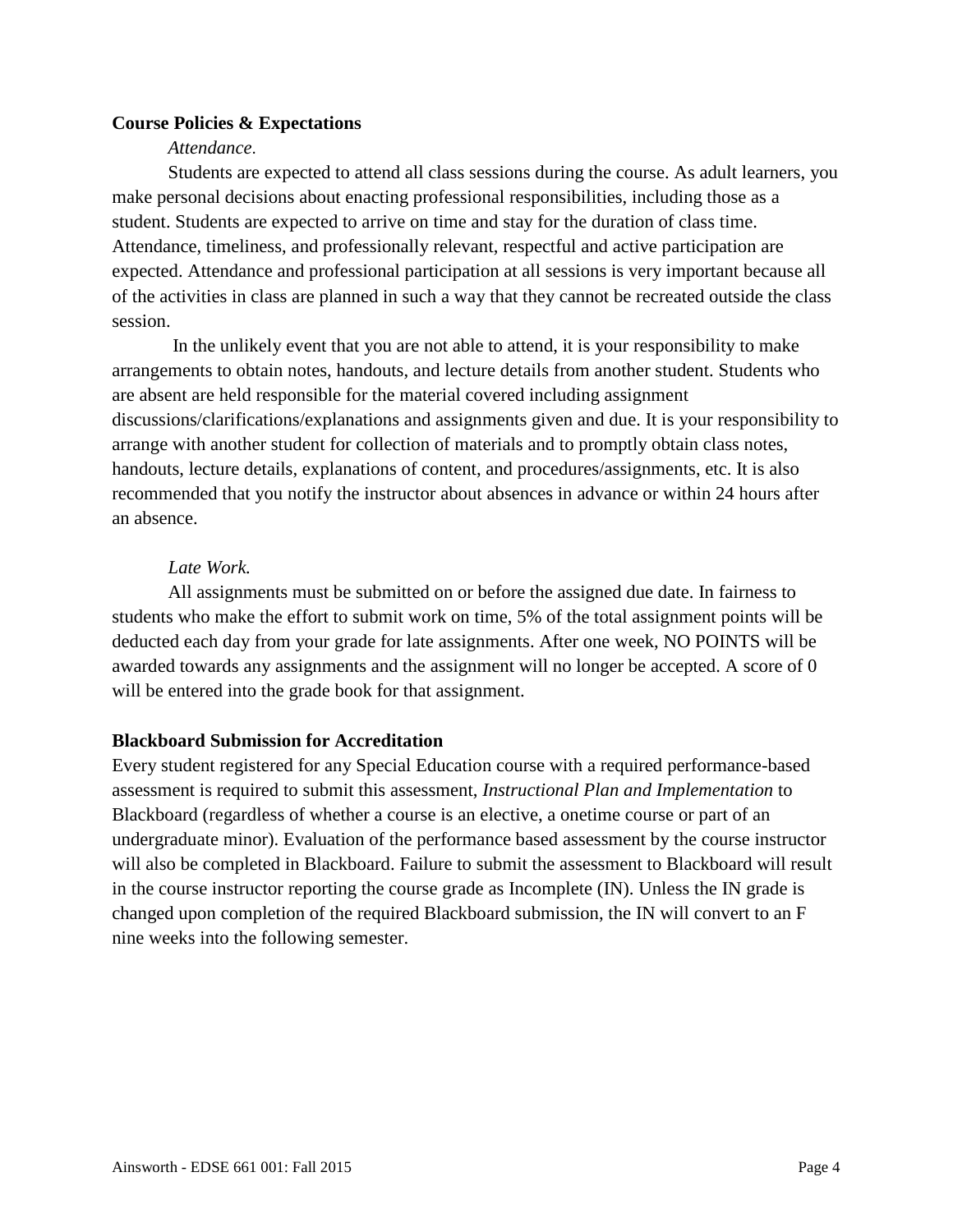**Course Policies & Expectations**

*Attendance.*

Students are expected to attend all class sessions during the course. As adult learners, you make personal decisions about enacting professional responsibilities, including those as a student. Students are expected to arrive on time and stay for the duration of class time. Attendance, timeliness, and professionally relevant, respectful and active participation are expected. Attendance and professional participation at all sessions is very important because all of the activities in class are planned in such a way that they cannot be recreated outside the class session.

In the unlikely event that you are not able to attend, it is your responsibility to make arrangements to obtain notes, handouts, and lecture details from another student. Students who are absent are held responsible for the material covered including assignment discussions/clarifications/explanations and assignments given and due. It is your responsibility to arrange with another student for collection of materials and to promptly obtain class notes, handouts, lecture details, explanations of content, and procedures/assignments, etc. It is also recommended that you notify the instructor about absences in advance or within 24 hours after an absence.

*Late Work.*

All assignments must be submitted on or before the assigned due date. In fairness to students who make the effort to submit work on time, 5% of the total assignment points will be deducted each day from your grade for late assignments. After one week, NO POINTS will be awarded towards any assignments and the assignment will no longer be accepted. A score of 0 will be entered into the grade book for that assignment.

**Blackboard Submission for Accreditation**

Every student registered for any Special Education course with a required performance-based assessment is required to submit this assessment, *Instructional Plan and Implementation* to Blackboard (regardless of whether a course is an elective, a onetime course or part of an undergraduate minor). Evaluation of the performance based assessment by the course instructor will also be completed in Blackboard. Failure to submit the assessment to Blackboard will result in the course instructor reporting the course grade as Incomplete (IN). Unless the IN grade is changed upon completion of the required Blackboard submission, the IN will convert to an F nine weeks into the following semester.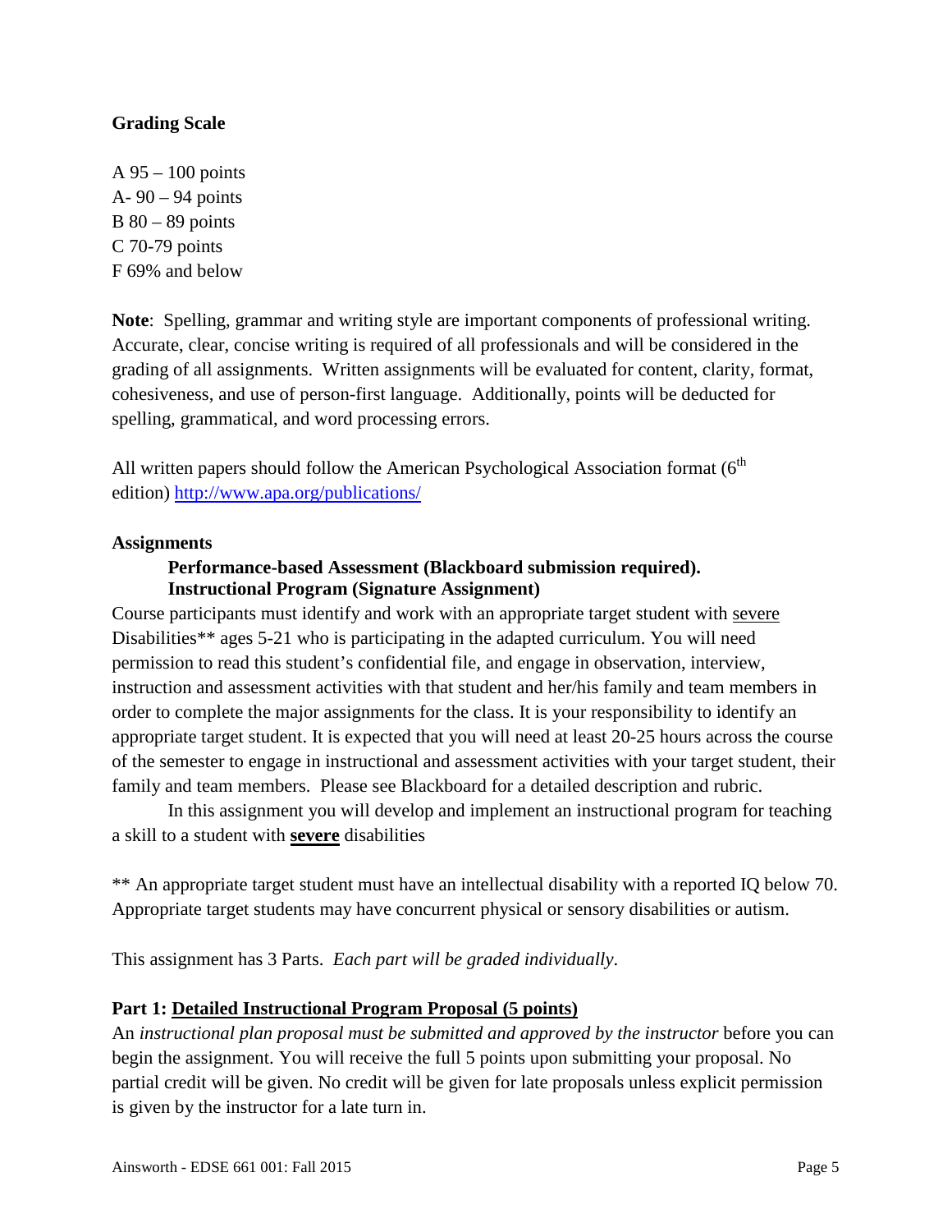**Grading Scale**

A 95 – 100 points
A- 90 – 94 points
B 80 – 89 points
C 70-79 points
F 69% and below

**Note**: Spelling, grammar and writing style are important components of professional writing. Accurate, clear, concise writing is required of all professionals and will be considered in the grading of all assignments. Written assignments will be evaluated for content, clarity, format, cohesiveness, and use of person-first language. Additionally, points will be deducted for spelling, grammatical, and word processing errors.

All written papers should follow the American Psychological Association format (6th edition) http://www.apa.org/publications/

**Assignments**

**Performance-based Assessment (Blackboard submission required). Instructional Program (Signature Assignment)**

Course participants must identify and work with an appropriate target student with severe Disabilities** ages 5-21 who is participating in the adapted curriculum. You will need permission to read this student's confidential file, and engage in observation, interview, instruction and assessment activities with that student and her/his family and team members in order to complete the major assignments for the class. It is your responsibility to identify an appropriate target student. It is expected that you will need at least 20-25 hours across the course of the semester to engage in instructional and assessment activities with your target student, their family and team members. Please see Blackboard for a detailed description and rubric.

In this assignment you will develop and implement an instructional program for teaching a skill to a student with **severe** disabilities

** An appropriate target student must have an intellectual disability with a reported IQ below 70. Appropriate target students may have concurrent physical or sensory disabilities or autism.

This assignment has 3 Parts. *Each part will be graded individually*.

**Part 1: Detailed Instructional Program Proposal (5 points)**

An *instructional plan proposal must be submitted and approved by the instructor* before you can begin the assignment. You will receive the full 5 points upon submitting your proposal. No partial credit will be given. No credit will be given for late proposals unless explicit permission is given by the instructor for a late turn in.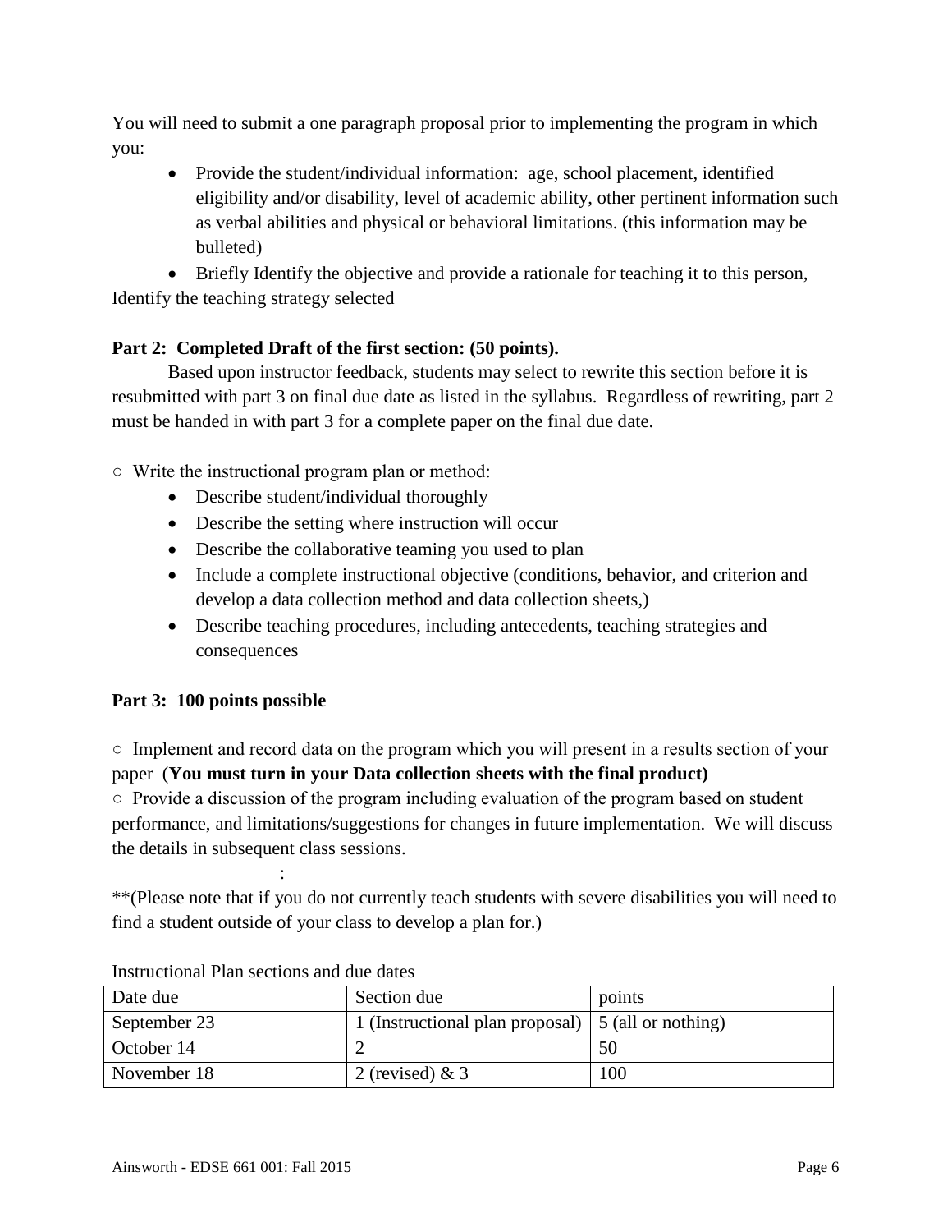You will need to submit a one paragraph proposal prior to implementing the program in which you:

- Provide the student/individual information: age, school placement, identified eligibility and/or disability, level of academic ability, other pertinent information such as verbal abilities and physical or behavioral limitations. (this information may be bulleted)
- Briefly Identify the objective and provide a rationale for teaching it to this person, Identify the teaching strategy selected

**Part 2: Completed Draft of the first section: (50 points).**

Based upon instructor feedback, students may select to rewrite this section before it is resubmitted with part 3 on final due date as listed in the syllabus. Regardless of rewriting, part 2 must be handed in with part 3 for a complete paper on the final due date.

○ Write the instructional program plan or method:

- Describe student/individual thoroughly
- Describe the setting where instruction will occur
- Describe the collaborative teaming you used to plan
- Include a complete instructional objective (conditions, behavior, and criterion and develop a data collection method and data collection sheets,)
- Describe teaching procedures, including antecedents, teaching strategies and consequences

**Part 3: 100 points possible**

○ Implement and record data on the program which you will present in a results section of your paper (**You must turn in your Data collection sheets with the final product)**

○ Provide a discussion of the program including evaluation of the program based on student performance, and limitations/suggestions for changes in future implementation. We will discuss the details in subsequent class sessions.

:

**(Please note that if you do not currently teach students with severe disabilities you will need to find a student outside of your class to develop a plan for.)

Instructional Plan sections and due dates

| Date due | Section due | points |
|---|---|---|
| September 23 | 1 (Instructional plan proposal) | 5 (all or nothing) |
| October 14 | 2 | 50 |
| November 18 | 2 (revised) & 3 | 100 |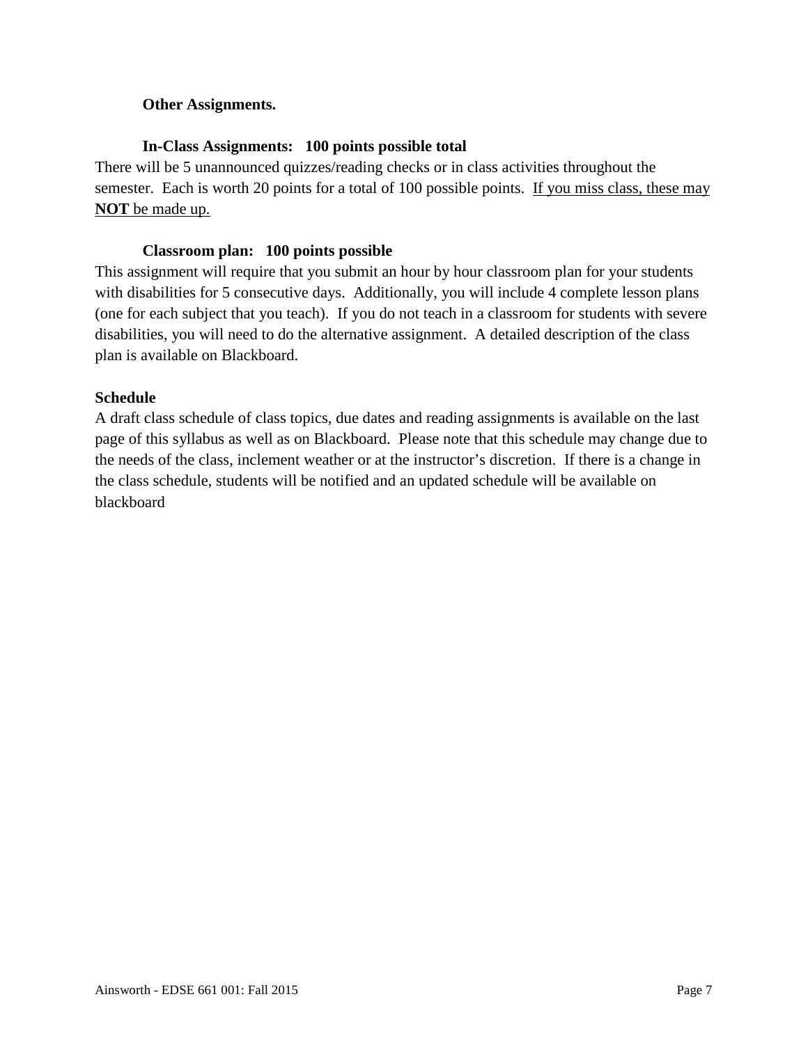**Other Assignments.**

**In-Class Assignments: 100 points possible total**

There will be 5 unannounced quizzes/reading checks or in class activities throughout the semester. Each is worth 20 points for a total of 100 possible points. <u>If you miss class, these may **NOT** be made up.</u>

**Classroom plan: 100 points possible**

This assignment will require that you submit an hour by hour classroom plan for your students with disabilities for 5 consecutive days. Additionally, you will include 4 complete lesson plans (one for each subject that you teach). If you do not teach in a classroom for students with severe disabilities, you will need to do the alternative assignment. A detailed description of the class plan is available on Blackboard.

**Schedule**

A draft class schedule of class topics, due dates and reading assignments is available on the last page of this syllabus as well as on Blackboard. Please note that this schedule may change due to the needs of the class, inclement weather or at the instructor's discretion. If there is a change in the class schedule, students will be notified and an updated schedule will be available on blackboard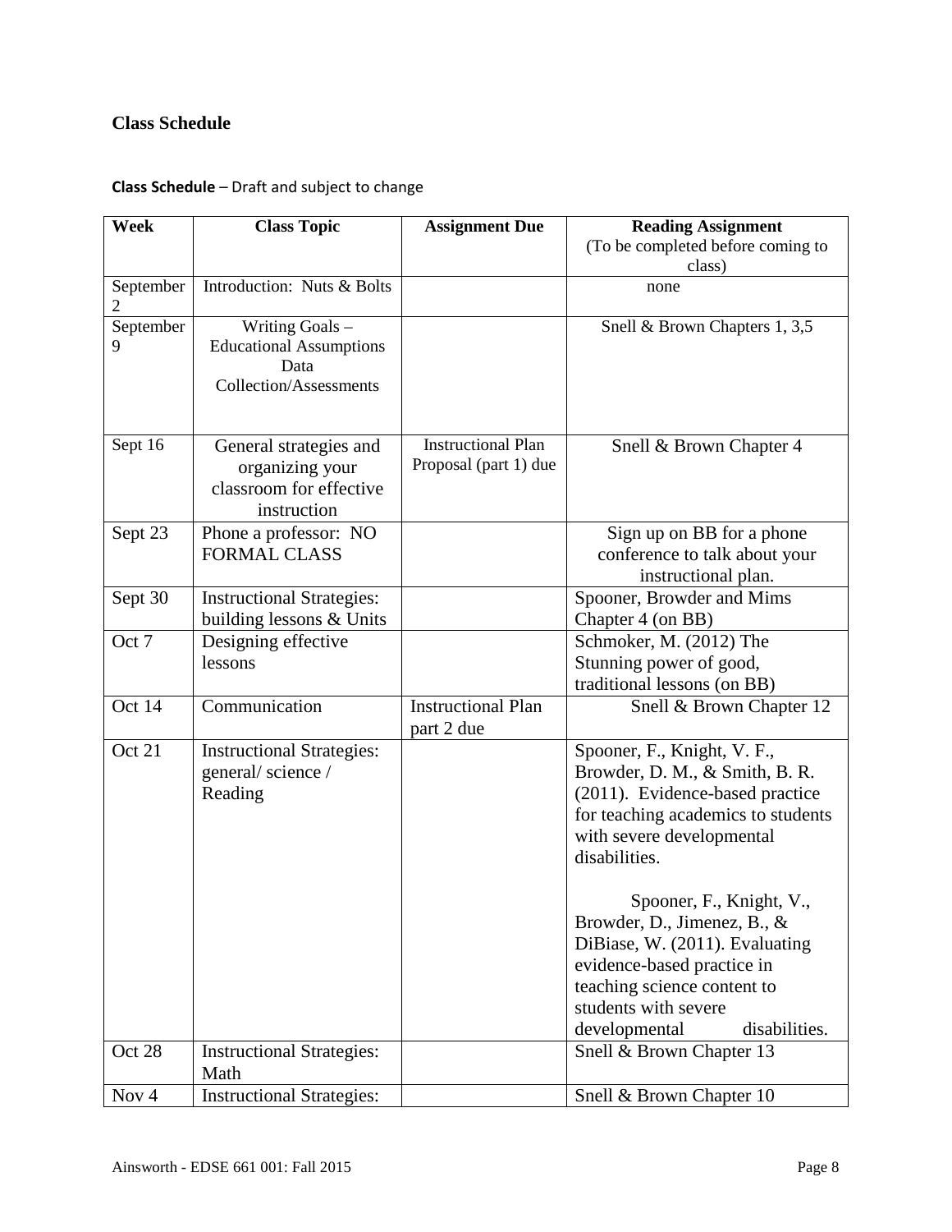## Class Schedule

**Class Schedule** – Draft and subject to change

| Week | Class Topic | Assignment Due | Reading Assignment (To be completed before coming to class) |
|---|---|---|---|
| September 2 | Introduction: Nuts & Bolts | | none |
| September 9 | Writing Goals – Educational Assumptions Data Collection/Assessments | | Snell & Brown Chapters 1, 3,5 |
| Sept 16 | General strategies and organizing your classroom for effective instruction | Instructional Plan Proposal (part 1) due | Snell & Brown Chapter 4 |
| Sept 23 | Phone a professor: NO FORMAL CLASS | | Sign up on BB for a phone conference to talk about your instructional plan. |
| Sept 30 | Instructional Strategies: building lessons & Units | | Spooner, Browder and Mims Chapter 4 (on BB) |
| Oct 7 | Designing effective lessons | | Schmoker, M. (2012) The Stunning power of good, traditional lessons (on BB) |
| Oct 14 | Communication | Instructional Plan part 2 due | Snell & Brown Chapter 12 |
| Oct 21 | Instructional Strategies: general/ science / Reading | | Spooner, F., Knight, V. F., Browder, D. M., & Smith, B. R. (2011). Evidence-based practice for teaching academics to students with severe developmental disabilities.<br><br>Spooner, F., Knight, V., Browder, D., Jimenez, B., & DiBiase, W. (2011). Evaluating evidence-based practice in teaching science content to students with severe developmental disabilities. |
| Oct 28 | Instructional Strategies: Math | | Snell & Brown Chapter 13 |
| Nov 4 | Instructional Strategies: | | Snell & Brown Chapter 10 |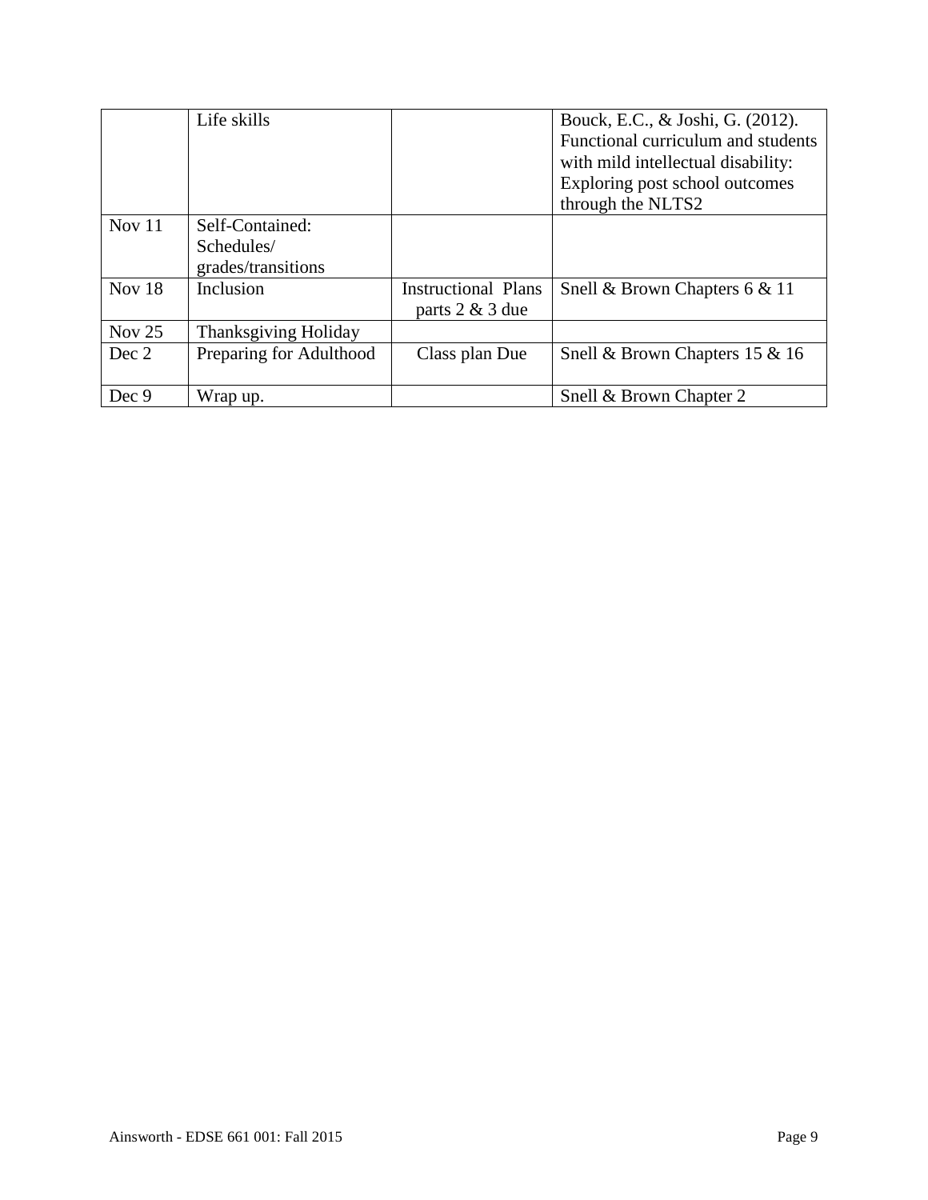| | | | |
|---|---|---|---|
| | Life skills | | Bouck, E.C., & Joshi, G. (2012). Functional curriculum and students with mild intellectual disability: Exploring post school outcomes through the NLTS2 |
| Nov 11 | Self-Contained: Schedules/ grades/transitions | | |
| Nov 18 | Inclusion | Instructional Plans parts 2 & 3 due | Snell & Brown Chapters 6 & 11 |
| Nov 25 | Thanksgiving Holiday | | |
| Dec 2 | Preparing for Adulthood | Class plan Due | Snell & Brown Chapters 15 & 16 |
| Dec 9 | Wrap up. | | Snell & Brown Chapter 2 |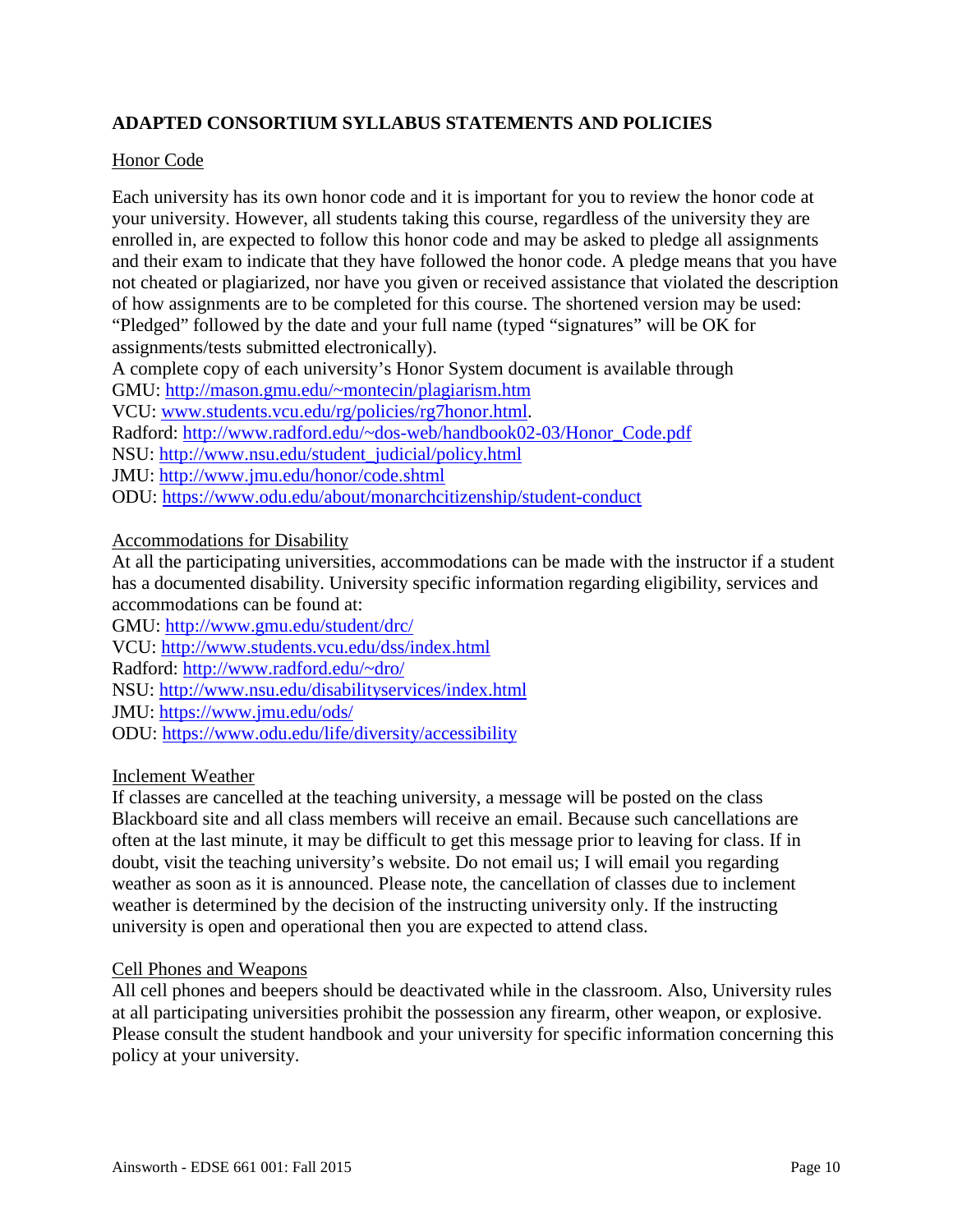## ADAPTED CONSORTIUM SYLLABUS STATEMENTS AND POLICIES

### Honor Code

Each university has its own honor code and it is important for you to review the honor code at your university. However, all students taking this course, regardless of the university they are enrolled in, are expected to follow this honor code and may be asked to pledge all assignments and their exam to indicate that they have followed the honor code. A pledge means that you have not cheated or plagiarized, nor have you given or received assistance that violated the description of how assignments are to be completed for this course. The shortened version may be used: "Pledged" followed by the date and your full name (typed "signatures" will be OK for assignments/tests submitted electronically).

A complete copy of each university's Honor System document is available through

GMU: http://mason.gmu.edu/~montecin/plagiarism.htm
VCU: www.students.vcu.edu/rg/policies/rg7honor.html.
Radford: http://www.radford.edu/~dos-web/handbook02-03/Honor_Code.pdf
NSU: http://www.nsu.edu/student_judicial/policy.html
JMU: http://www.jmu.edu/honor/code.shtml
ODU: https://www.odu.edu/about/monarchcitizenship/student-conduct

### Accommodations for Disability

At all the participating universities, accommodations can be made with the instructor if a student has a documented disability. University specific information regarding eligibility, services and accommodations can be found at:

GMU: http://www.gmu.edu/student/drc/
VCU: http://www.students.vcu.edu/dss/index.html
Radford: http://www.radford.edu/~dro/
NSU: http://www.nsu.edu/disabilityservices/index.html
JMU: https://www.jmu.edu/ods/
ODU: https://www.odu.edu/life/diversity/accessibility

### Inclement Weather

If classes are cancelled at the teaching university, a message will be posted on the class Blackboard site and all class members will receive an email. Because such cancellations are often at the last minute, it may be difficult to get this message prior to leaving for class. If in doubt, visit the teaching university's website. Do not email us; I will email you regarding weather as soon as it is announced. Please note, the cancellation of classes due to inclement weather is determined by the decision of the instructing university only. If the instructing university is open and operational then you are expected to attend class.

### Cell Phones and Weapons

All cell phones and beepers should be deactivated while in the classroom. Also, University rules at all participating universities prohibit the possession any firearm, other weapon, or explosive. Please consult the student handbook and your university for specific information concerning this policy at your university.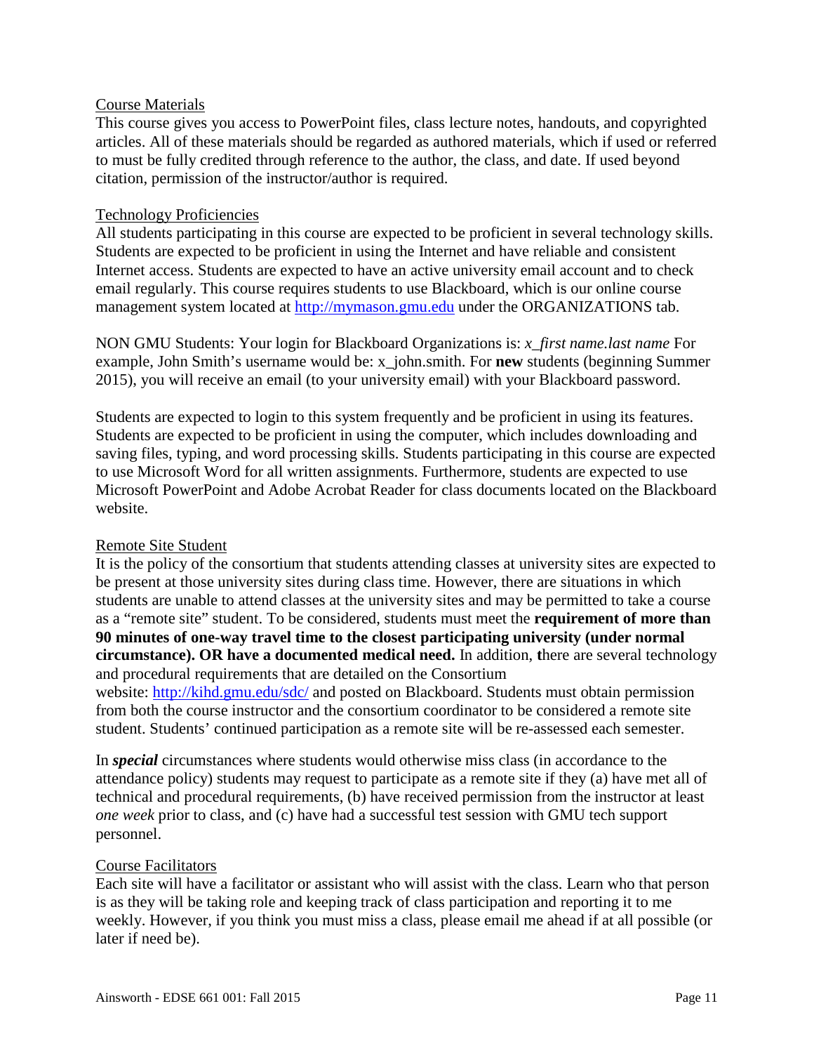Course Materials

This course gives you access to PowerPoint files, class lecture notes, handouts, and copyrighted articles. All of these materials should be regarded as authored materials, which if used or referred to must be fully credited through reference to the author, the class, and date. If used beyond citation, permission of the instructor/author is required.

Technology Proficiencies

All students participating in this course are expected to be proficient in several technology skills. Students are expected to be proficient in using the Internet and have reliable and consistent Internet access. Students are expected to have an active university email account and to check email regularly. This course requires students to use Blackboard, which is our online course management system located at [http://mymason.gmu.edu](http://mymason.gmu.edu) under the ORGANIZATIONS tab.

NON GMU Students: Your login for Blackboard Organizations is: *x_first name.last name* For example, John Smith's username would be: x_john.smith. For **new** students (beginning Summer 2015), you will receive an email (to your university email) with your Blackboard password.

Students are expected to login to this system frequently and be proficient in using its features. Students are expected to be proficient in using the computer, which includes downloading and saving files, typing, and word processing skills. Students participating in this course are expected to use Microsoft Word for all written assignments. Furthermore, students are expected to use Microsoft PowerPoint and Adobe Acrobat Reader for class documents located on the Blackboard website.

Remote Site Student

It is the policy of the consortium that students attending classes at university sites are expected to be present at those university sites during class time. However, there are situations in which students are unable to attend classes at the university sites and may be permitted to take a course as a "remote site" student. To be considered, students must meet the **requirement of more than 90 minutes of one-way travel time to the closest participating university (under normal circumstance). OR have a documented medical need.** In addition, **t**here are several technology and procedural requirements that are detailed on the Consortium website: [http://kihd.gmu.edu/sdc/](http://kihd.gmu.edu/sdc/) and posted on Blackboard. Students must obtain permission from both the course instructor and the consortium coordinator to be considered a remote site student. Students' continued participation as a remote site will be re-assessed each semester.

In ***special*** circumstances where students would otherwise miss class (in accordance to the attendance policy) students may request to participate as a remote site if they (a) have met all of technical and procedural requirements, (b) have received permission from the instructor at least *one week* prior to class, and (c) have had a successful test session with GMU tech support personnel.

Course Facilitators

Each site will have a facilitator or assistant who will assist with the class. Learn who that person is as they will be taking role and keeping track of class participation and reporting it to me weekly. However, if you think you must miss a class, please email me ahead if at all possible (or later if need be).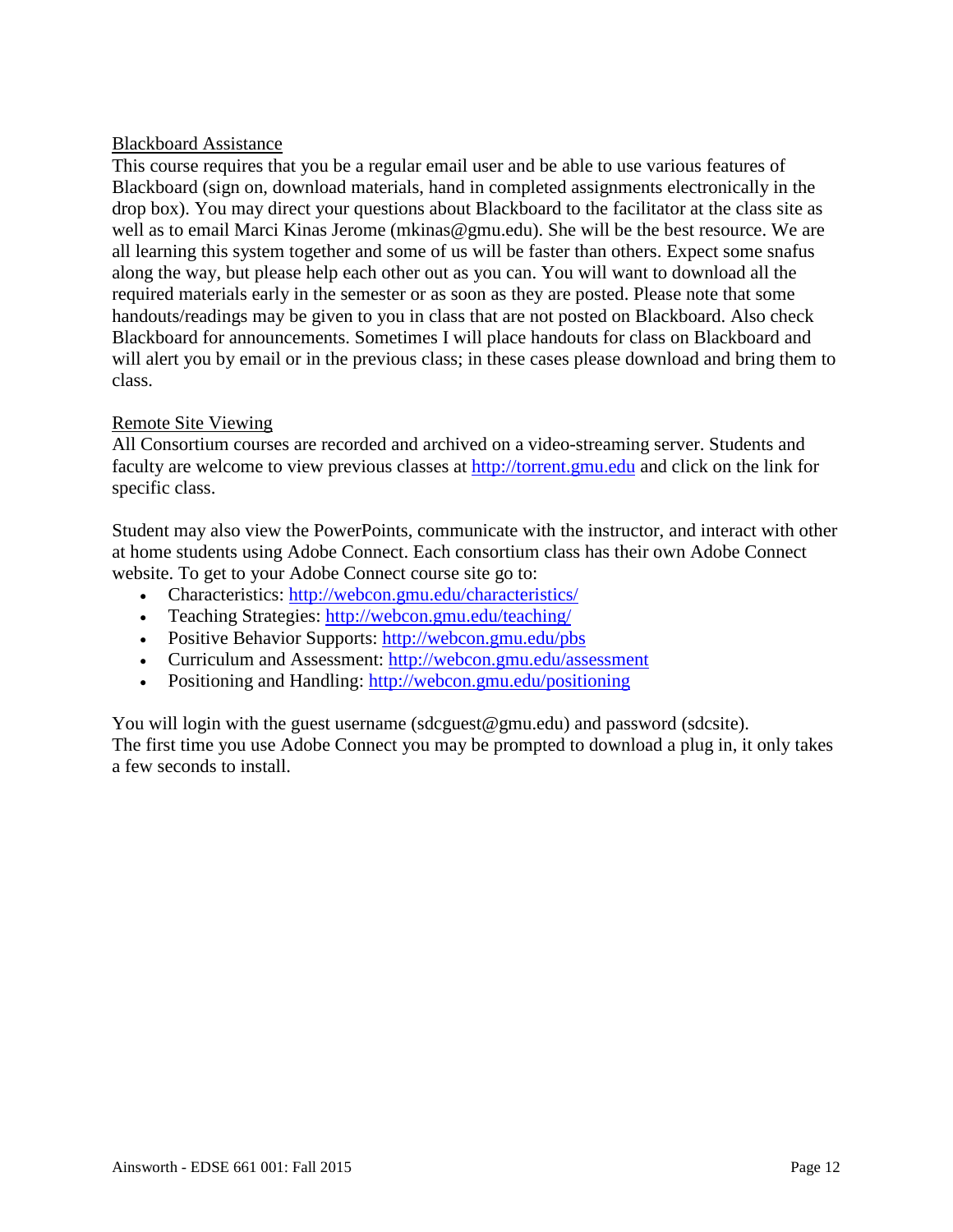Blackboard Assistance

This course requires that you be a regular email user and be able to use various features of Blackboard (sign on, download materials, hand in completed assignments electronically in the drop box). You may direct your questions about Blackboard to the facilitator at the class site as well as to email Marci Kinas Jerome (mkinas@gmu.edu). She will be the best resource. We are all learning this system together and some of us will be faster than others. Expect some snafus along the way, but please help each other out as you can. You will want to download all the required materials early in the semester or as soon as they are posted. Please note that some handouts/readings may be given to you in class that are not posted on Blackboard. Also check Blackboard for announcements. Sometimes I will place handouts for class on Blackboard and will alert you by email or in the previous class; in these cases please download and bring them to class.

Remote Site Viewing

All Consortium courses are recorded and archived on a video-streaming server. Students and faculty are welcome to view previous classes at http://torrent.gmu.edu and click on the link for specific class.

Student may also view the PowerPoints, communicate with the instructor, and interact with other at home students using Adobe Connect. Each consortium class has their own Adobe Connect website. To get to your Adobe Connect course site go to:

- Characteristics: http://webcon.gmu.edu/characteristics/
- Teaching Strategies: http://webcon.gmu.edu/teaching/
- Positive Behavior Supports: http://webcon.gmu.edu/pbs
- Curriculum and Assessment: http://webcon.gmu.edu/assessment
- Positioning and Handling: http://webcon.gmu.edu/positioning

You will login with the guest username (sdcguest@gmu.edu) and password (sdcsite).
The first time you use Adobe Connect you may be prompted to download a plug in, it only takes a few seconds to install.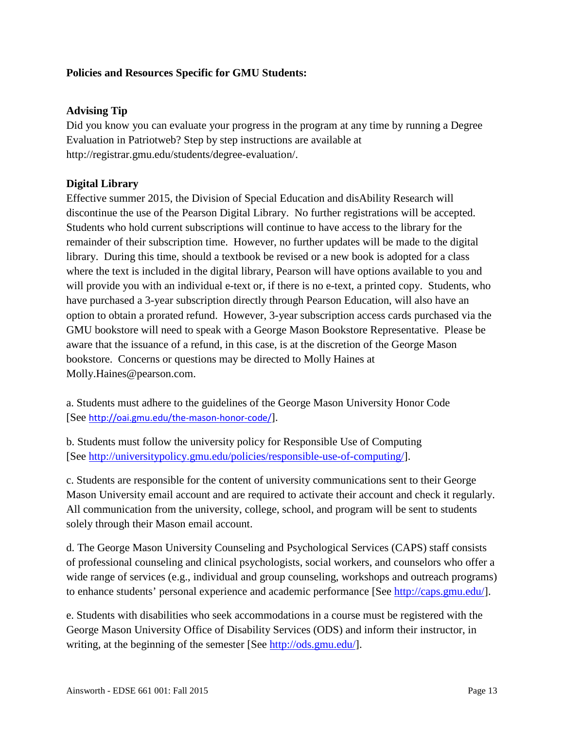**Policies and Resources Specific for GMU Students:**

**Advising Tip**

Did you know you can evaluate your progress in the program at any time by running a Degree Evaluation in Patriotweb? Step by step instructions are available at http://registrar.gmu.edu/students/degree-evaluation/.

**Digital Library**

Effective summer 2015, the Division of Special Education and disAbility Research will discontinue the use of the Pearson Digital Library. No further registrations will be accepted. Students who hold current subscriptions will continue to have access to the library for the remainder of their subscription time. However, no further updates will be made to the digital library. During this time, should a textbook be revised or a new book is adopted for a class where the text is included in the digital library, Pearson will have options available to you and will provide you with an individual e-text or, if there is no e-text, a printed copy. Students, who have purchased a 3-year subscription directly through Pearson Education, will also have an option to obtain a prorated refund. However, 3-year subscription access cards purchased via the GMU bookstore will need to speak with a George Mason Bookstore Representative. Please be aware that the issuance of a refund, in this case, is at the discretion of the George Mason bookstore. Concerns or questions may be directed to Molly Haines at Molly.Haines@pearson.com.

a. Students must adhere to the guidelines of the George Mason University Honor Code [See http://oai.gmu.edu/the-mason-honor-code/].

b. Students must follow the university policy for Responsible Use of Computing [See http://universitypolicy.gmu.edu/policies/responsible-use-of-computing/].

c. Students are responsible for the content of university communications sent to their George Mason University email account and are required to activate their account and check it regularly. All communication from the university, college, school, and program will be sent to students solely through their Mason email account.

d. The George Mason University Counseling and Psychological Services (CAPS) staff consists of professional counseling and clinical psychologists, social workers, and counselors who offer a wide range of services (e.g., individual and group counseling, workshops and outreach programs) to enhance students' personal experience and academic performance [See http://caps.gmu.edu/].

e. Students with disabilities who seek accommodations in a course must be registered with the George Mason University Office of Disability Services (ODS) and inform their instructor, in writing, at the beginning of the semester [See http://ods.gmu.edu/].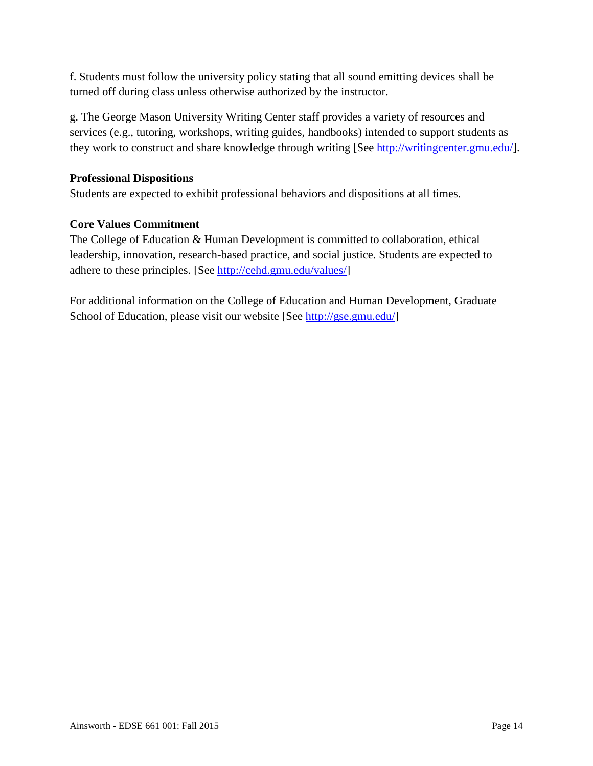f. Students must follow the university policy stating that all sound emitting devices shall be turned off during class unless otherwise authorized by the instructor.

g. The George Mason University Writing Center staff provides a variety of resources and services (e.g., tutoring, workshops, writing guides, handbooks) intended to support students as they work to construct and share knowledge through writing [See http://writingcenter.gmu.edu/].

**Professional Dispositions**

Students are expected to exhibit professional behaviors and dispositions at all times.

**Core Values Commitment**

The College of Education & Human Development is committed to collaboration, ethical leadership, innovation, research-based practice, and social justice. Students are expected to adhere to these principles. [See http://cehd.gmu.edu/values/]

For additional information on the College of Education and Human Development, Graduate School of Education, please visit our website [See http://gse.gmu.edu/]